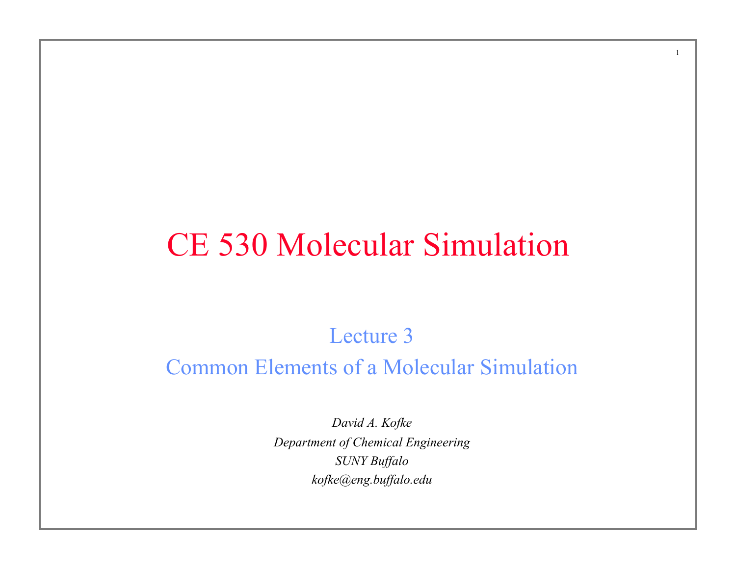# CE 530 Molecular Simulation

## Lecture 3

## Common Elements of a Molecular Simulation

*David A. Kofke*

*Department of Chemical Engineering*

*SUNY Buffalo*

*kofke@eng.buffalo.edu*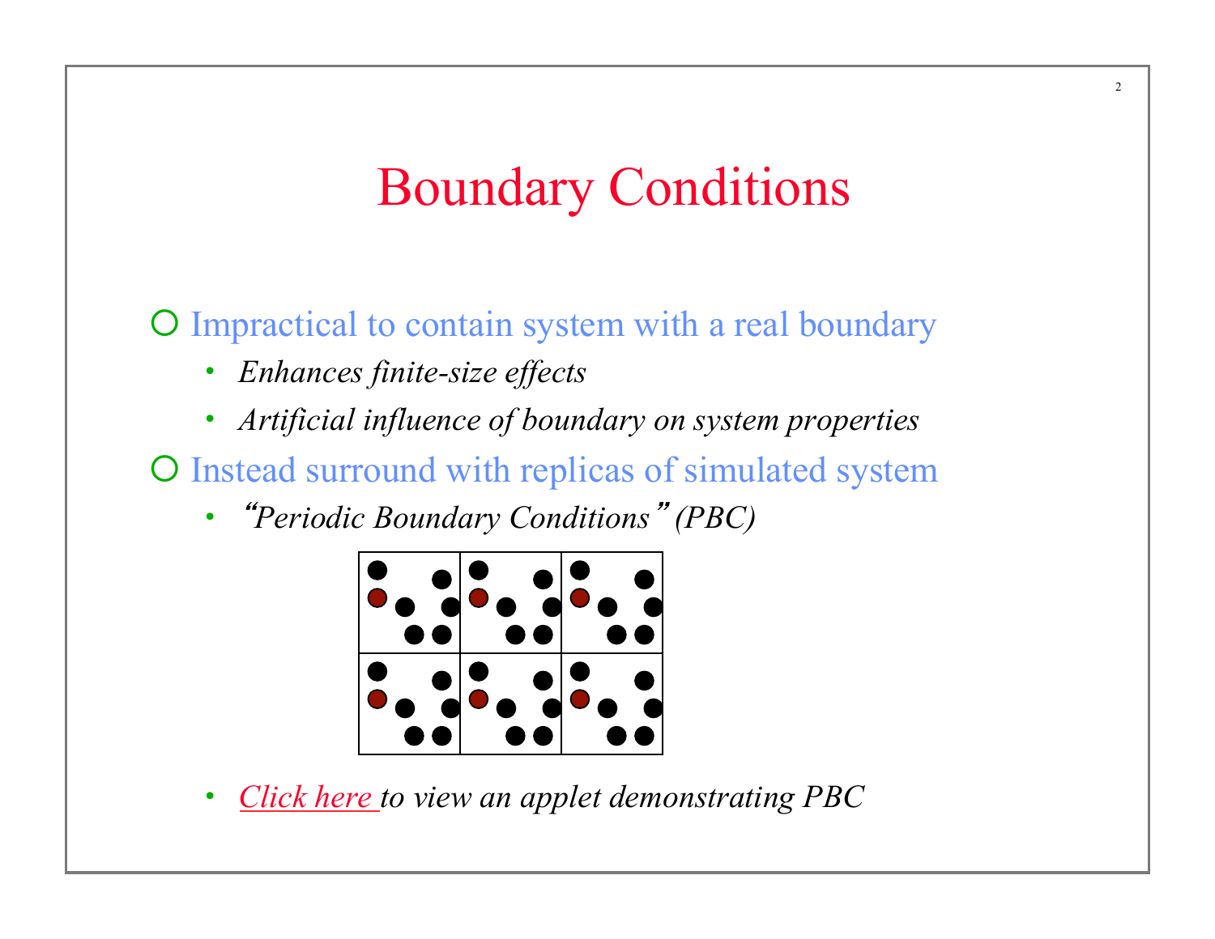# Boundary Conditions

- Impractical to contain system with a real boundary
  - *Enhances finite-size effects*
  - *Artificial influence of boundary on system properties*
- Instead surround with replicas of simulated system
  - *"Periodic Boundary Conditions" (PBC)*
  - *Click here to view an applet demonstrating PBC*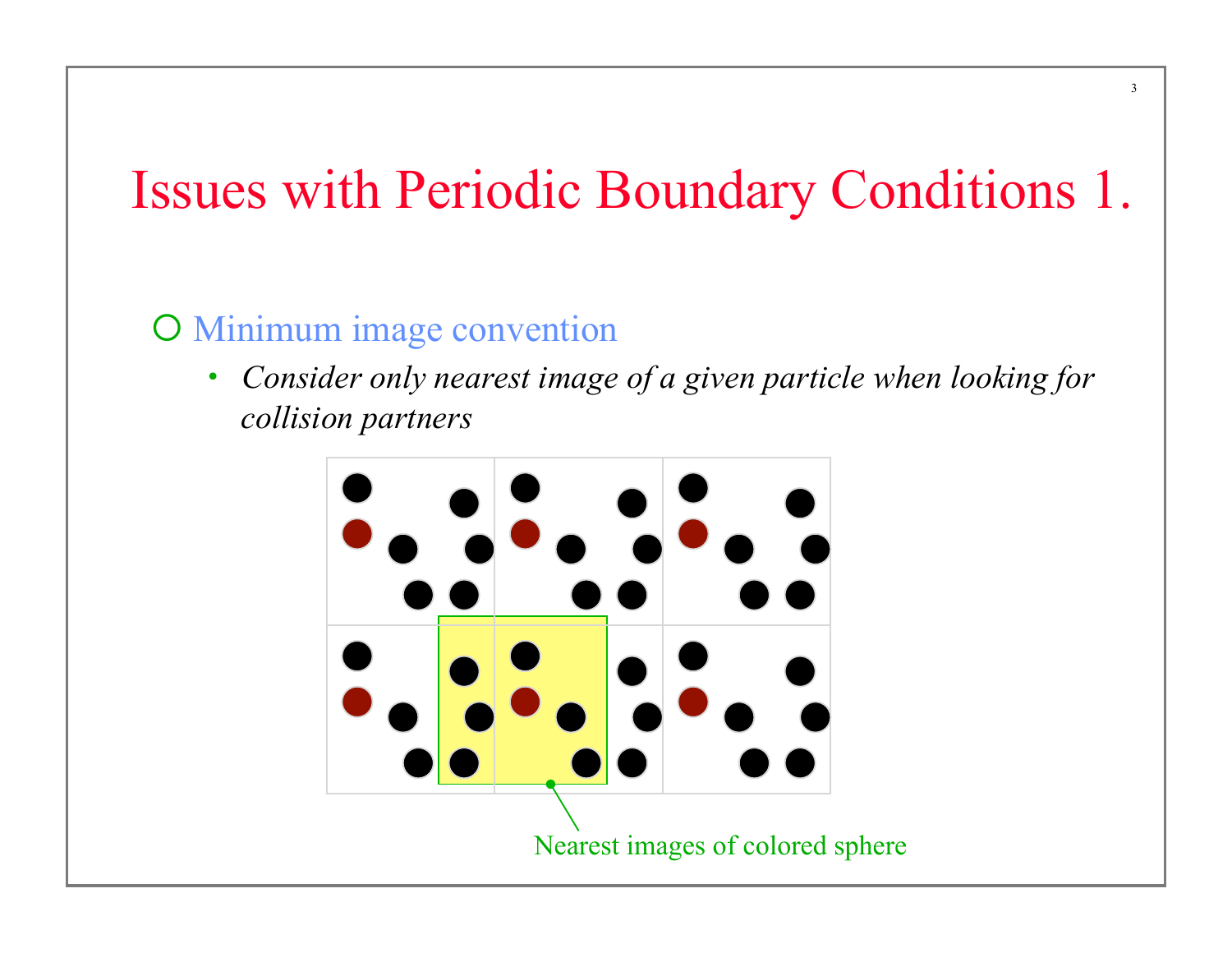# Issues with Periodic Boundary Conditions 1.

- Minimum image convention
  - *Consider only nearest image of a given particle when looking for collision partners*

Nearest images of colored sphere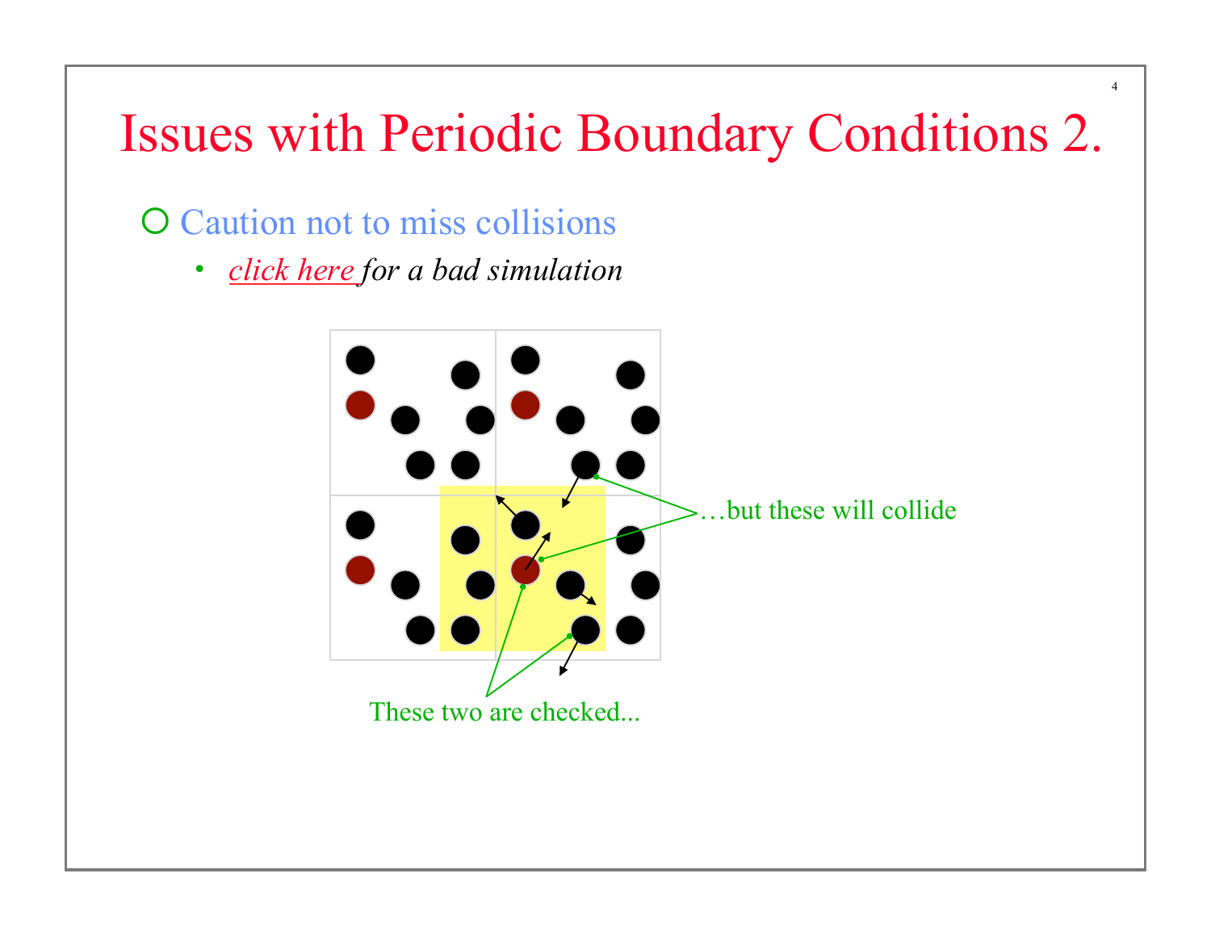# Issues with Periodic Boundary Conditions 2.

- Caution not to miss collisions
  - *click here for a bad simulation*

…but these will collide

These two are checked...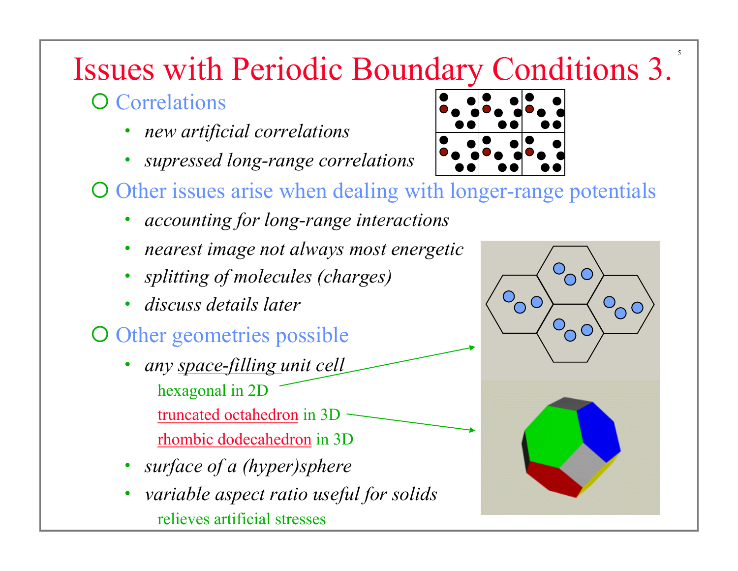# Issues with Periodic Boundary Conditions 3.

- Correlations
  - *new artificial correlations*
  - *supressed long-range correlations*
- Other issues arise when dealing with longer-range potentials
  - *accounting for long-range interactions*
  - *nearest image not always most energetic*
  - *splitting of molecules (charges)*
  - *discuss details later*
- Other geometries possible
  - *any space-filling unit cell*
    - hexagonal in 2D
    - truncated octahedron in 3D
    - rhombic dodecahedron in 3D
  - *surface of a (hyper)sphere*
  - *variable aspect ratio useful for solids*
    - relieves artificial stresses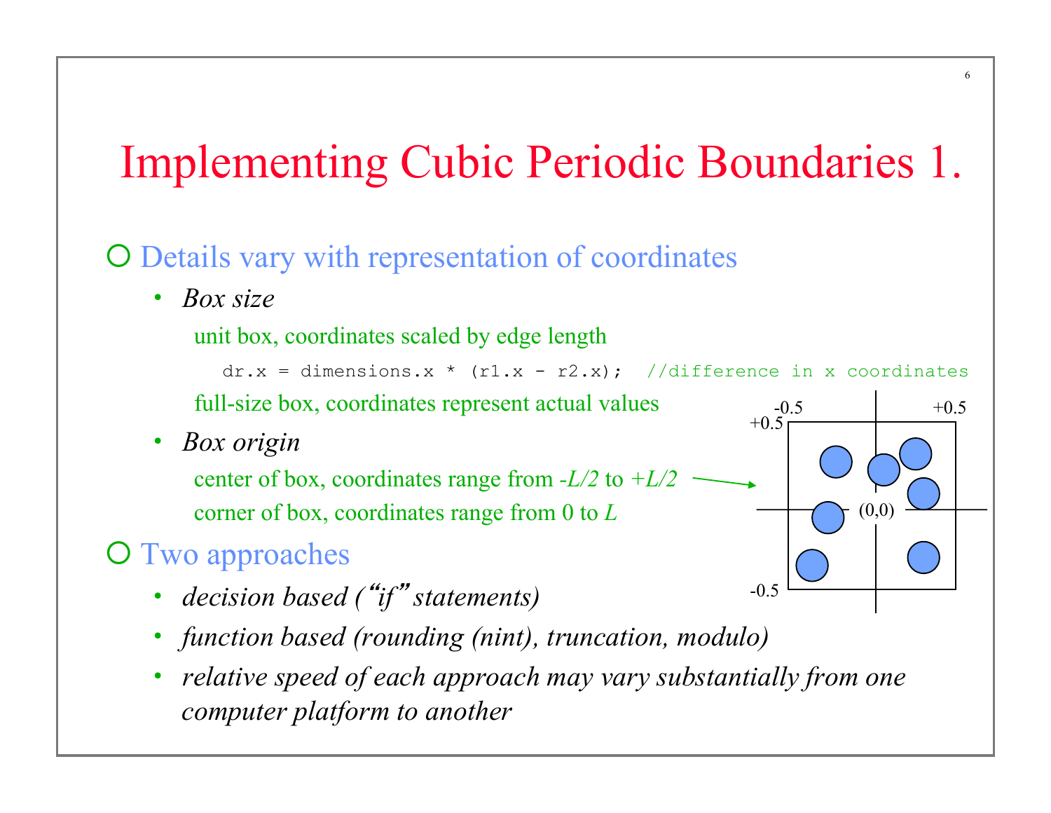# Implementing Cubic Periodic Boundaries 1.

- Details vary with representation of coordinates
  - *Box size*

    unit box, coordinates scaled by edge length

    ```
    dr.x = dimensions.x * (r1.x - r2.x);  //difference in x coordinates
    ```

    full-size box, coordinates represent actual values
  - *Box origin*

    center of box, coordinates range from *-L/2* to *+L/2*

    corner of box, coordinates range from 0 to *L*
- Two approaches
  - *decision based ("if" statements)*
  - *function based (rounding (nint), truncation, modulo)*
  - *relative speed of each approach may vary substantially from one computer platform to another*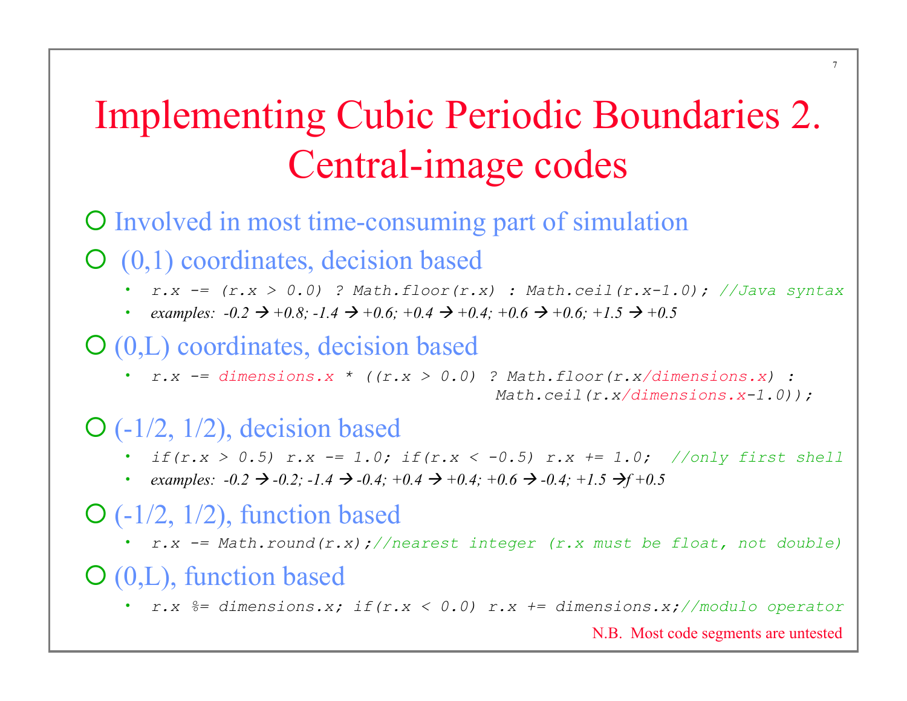# Implementing Cubic Periodic Boundaries 2. Central-image codes

- Involved in most time-consuming part of simulation
- (0,1) coordinates, decision based
  - `r.x -= (r.x > 0.0) ? Math.floor(r.x) : Math.ceil(r.x-1.0); //Java syntax`
  - *examples: -0.2 → +0.8; -1.4 → +0.6; +0.4 → +0.4; +0.6 → +0.6; +1.5 → +0.5*
- (0,L) coordinates, decision based
  - ```
    r.x -= dimensions.x * ((r.x > 0.0) ? Math.floor(r.x/dimensions.x) :
                                         Math.ceil(r.x/dimensions.x-1.0));
    ```
- (-1/2, 1/2), decision based
  - `if(r.x > 0.5) r.x -= 1.0; if(r.x < -0.5) r.x += 1.0;  //only first shell`
  - *examples: -0.2 → -0.2; -1.4 → -0.4; +0.4 → +0.4; +0.6 → -0.4; +1.5 →f +0.5*
- (-1/2, 1/2), function based
  - `r.x -= Math.round(r.x);//nearest integer (r.x must be float, not double)`
- (0,L), function based
  - `r.x %= dimensions.x; if(r.x < 0.0) r.x += dimensions.x;//modulo operator`

N.B. Most code segments are untested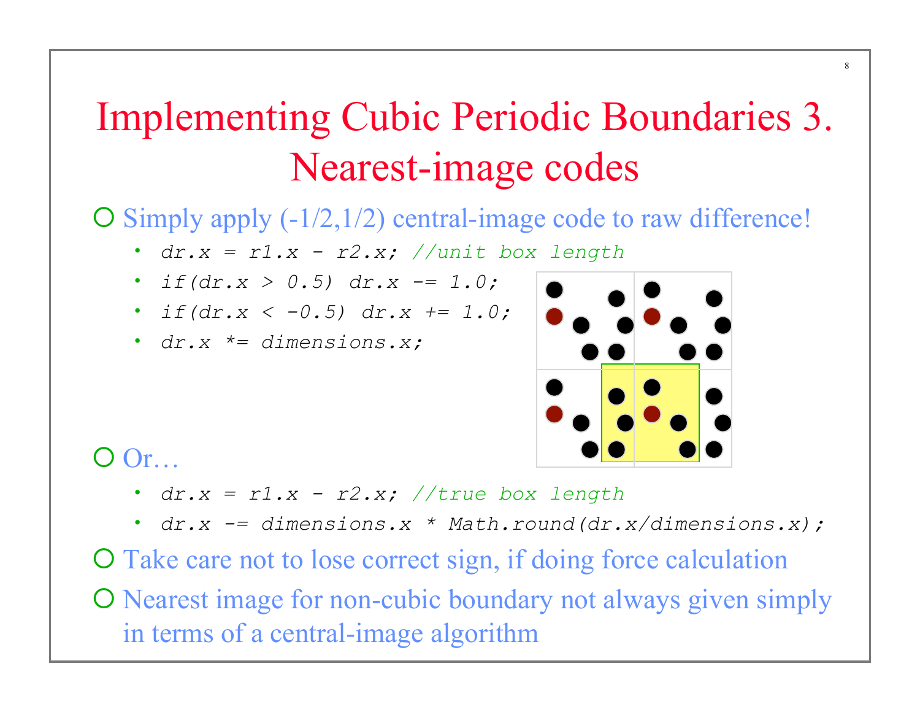# Implementing Cubic Periodic Boundaries 3. Nearest-image codes

- Simply apply (-1/2,1/2) central-image code to raw difference!
  - `dr.x = r1.x - r2.x; //unit box length`
  - `if(dr.x > 0.5) dr.x -= 1.0;`
  - `if(dr.x < -0.5) dr.x += 1.0;`
  - `dr.x *= dimensions.x;`
- Or…
  - `dr.x = r1.x - r2.x; //true box length`
  - `dr.x -= dimensions.x * Math.round(dr.x/dimensions.x);`
- Take care not to lose correct sign, if doing force calculation
- Nearest image for non-cubic boundary not always given simply in terms of a central-image algorithm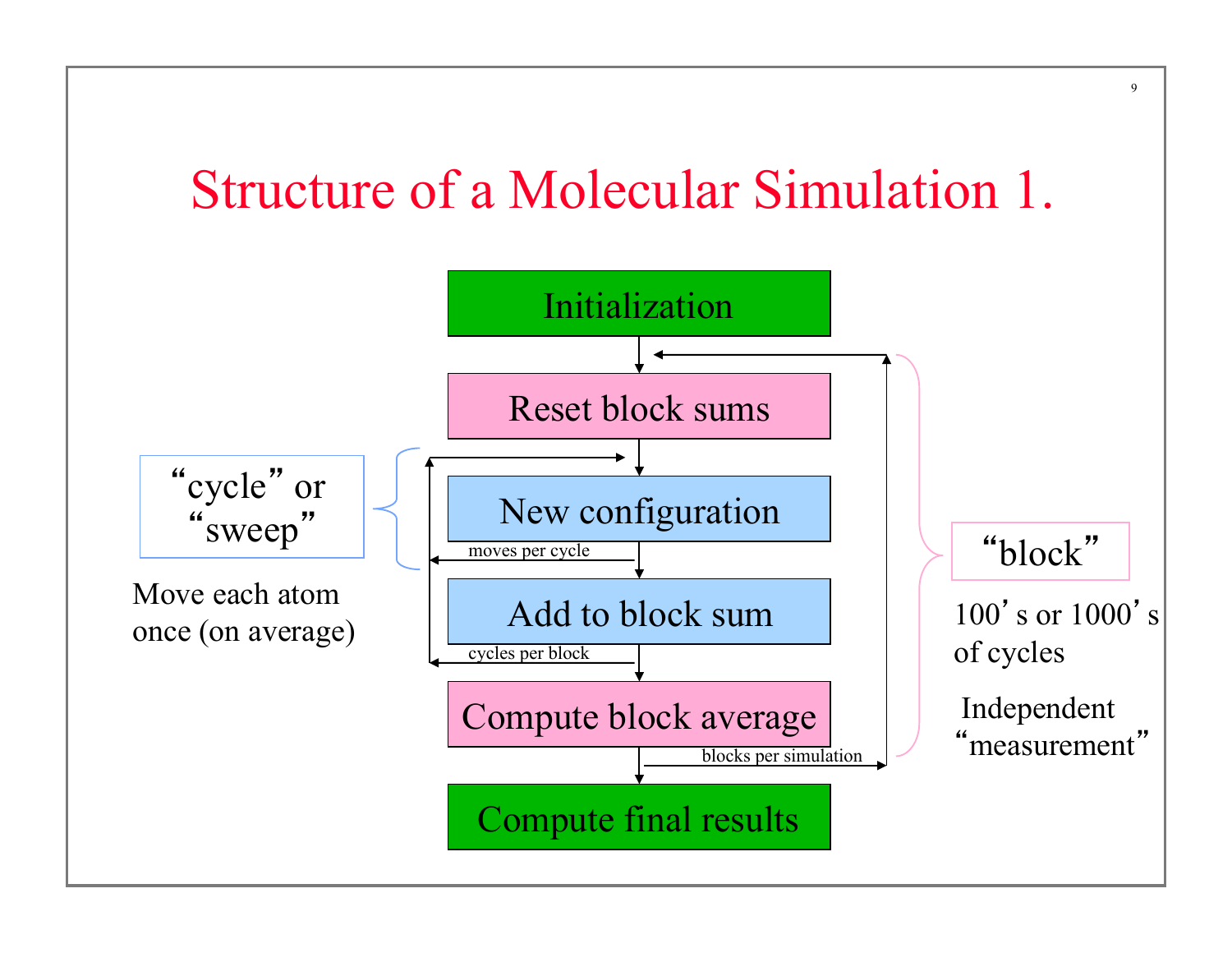# Structure of a Molecular Simulation 1.

- Initialization
- Reset block sums
- New configuration
  - moves per cycle
- Add to block sum
  - cycles per block
- Compute block average
  - blocks per simulation
- Compute final results

"cycle" or "sweep"

Move each atom once (on average)

"block"

100's or 1000's of cycles

Independent "measurement"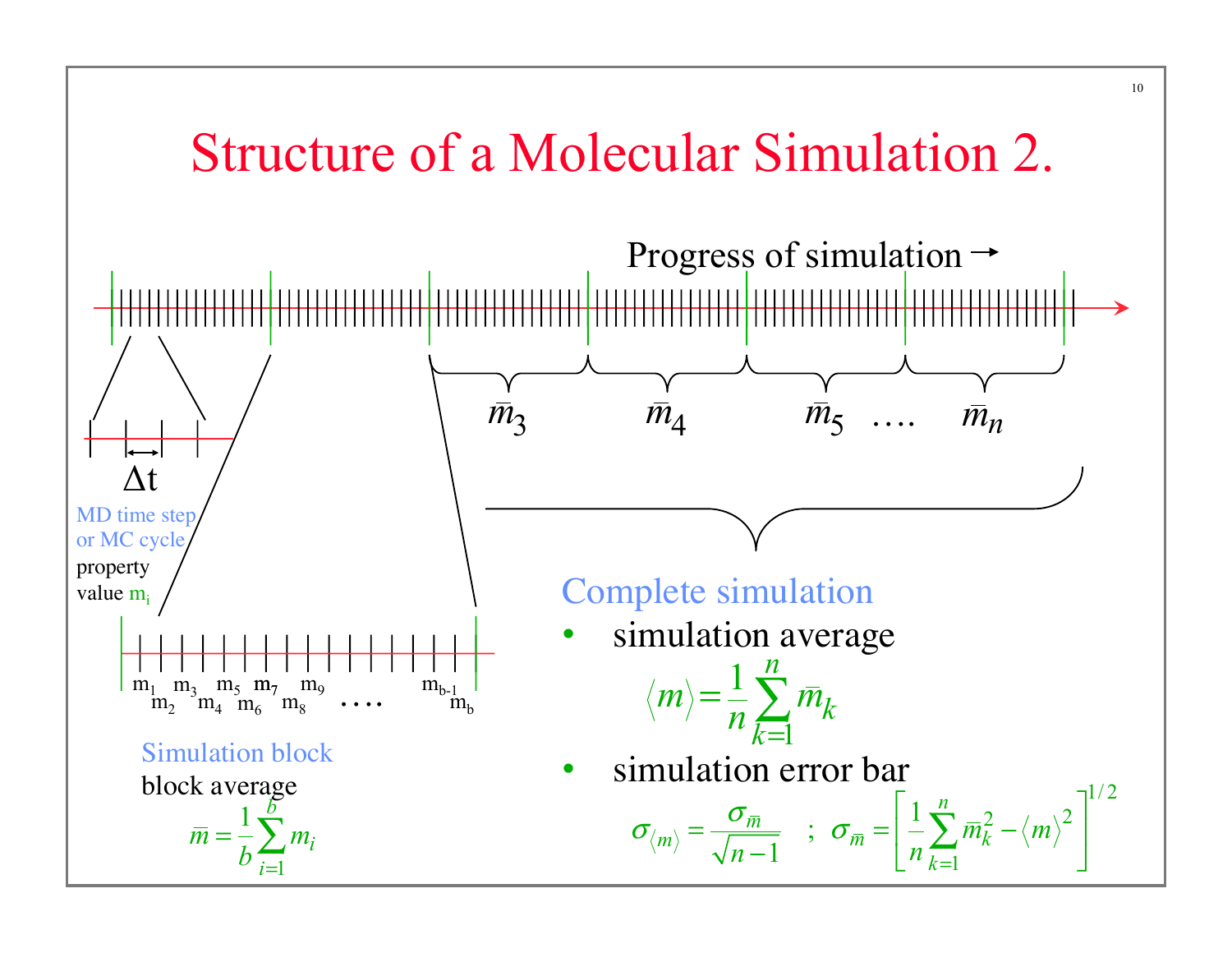# Structure of a Molecular Simulation 2.

Progress of simulation →

$\bar{m}_3$ $\bar{m}_4$ $\bar{m}_5$ …. $\bar{m}_n$

$\Delta t$

MD time step or MC cycle

property value $m_i$

$m_1$ $m_2$ $m_3$ $m_4$ $m_5$ $m_6$ $m_7$ $m_8$ $m_9$ …. $m_{b-1}$ $m_b$

**Simulation block**

block average

$$\bar{m} = \frac{1}{b}\sum_{i=1}^{b} m_i$$

**Complete simulation**

- simulation average

$$\langle m \rangle = \frac{1}{n}\sum_{k=1}^{n} \bar{m}_k$$

- simulation error bar

$$\sigma_{\langle m \rangle} = \frac{\sigma_{\bar{m}}}{\sqrt{n-1}} \quad ; \quad \sigma_{\bar{m}} = \left[\frac{1}{n}\sum_{k=1}^{n} \bar{m}_k^2 - \langle m \rangle^2\right]^{1/2}$$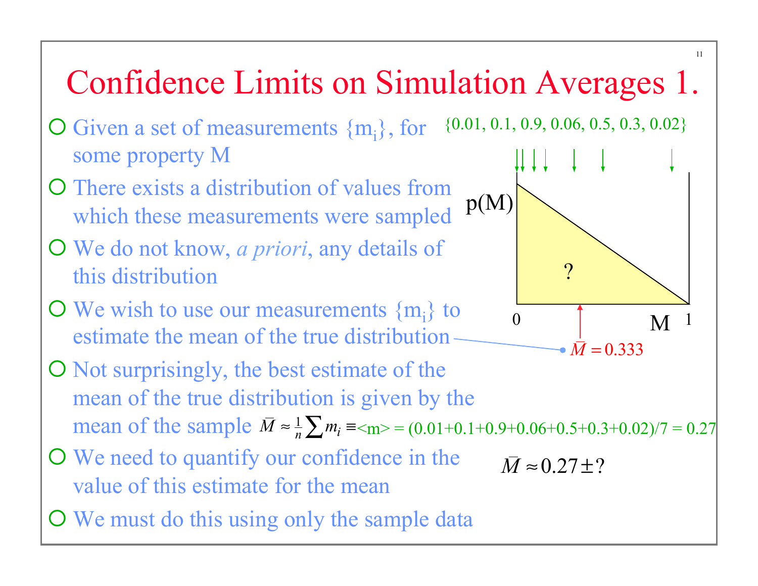# Confidence Limits on Simulation Averages 1.

- Given a set of measurements $\{m_i\}$, for some property M
- There exists a distribution of values from which these measurements were sampled
- We do not know, *a priori*, any details of this distribution
- We wish to use our measurements $\{m_i\}$ to estimate the mean of the true distribution
- Not surprisingly, the best estimate of the mean of the true distribution is given by the mean of the sample $\bar{M} \approx \frac{1}{n}\sum m_i \equiv \langle m \rangle = (0.01+0.1+0.9+0.06+0.5+0.3+0.02)/7 = 0.27$
- We need to quantify our confidence in the value of this estimate for the mean
- We must do this using only the sample data

{0.01, 0.1, 0.9, 0.06, 0.5, 0.3, 0.02}

p(M)

?

0 M 1

$\bar{M} = 0.333$

$\bar{M} \approx 0.27 \pm ?$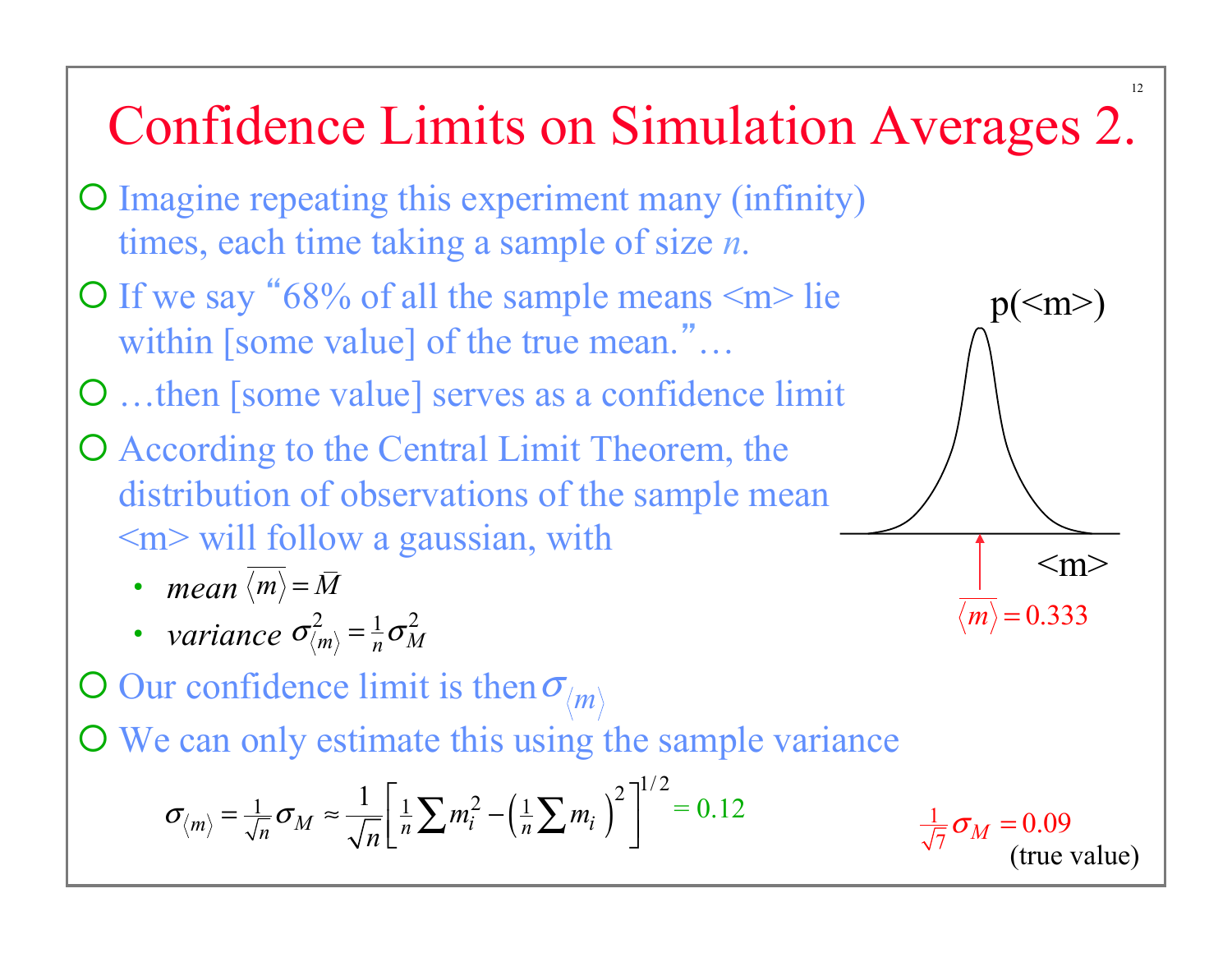# Confidence Limits on Simulation Averages 2.

- Imagine repeating this experiment many (infinity) times, each time taking a sample of size *n*.
- If we say "68% of all the sample means <m> lie within [some value] of the true mean."…
- …then [some value] serves as a confidence limit
- According to the Central Limit Theorem, the distribution of observations of the sample mean <m> will follow a gaussian, with
  - *mean* $\overline{\langle m \rangle} = \bar{M}$
  - *variance* $\sigma^2_{\langle m \rangle} = \frac{1}{n}\sigma^2_M$
- Our confidence limit is then $\sigma_{\langle m \rangle}$
- We can only estimate this using the sample variance

$$\sigma_{\langle m \rangle} = \tfrac{1}{\sqrt{n}}\sigma_M \approx \frac{1}{\sqrt{n}}\left[\tfrac{1}{n}\sum m_i^2 - \left(\tfrac{1}{n}\sum m_i\right)^2\right]^{1/2} = 0.12$$

p(<m>)

<m>

$\overline{\langle m \rangle} = 0.333$

$\tfrac{1}{\sqrt{7}}\sigma_M = 0.09$ (true value)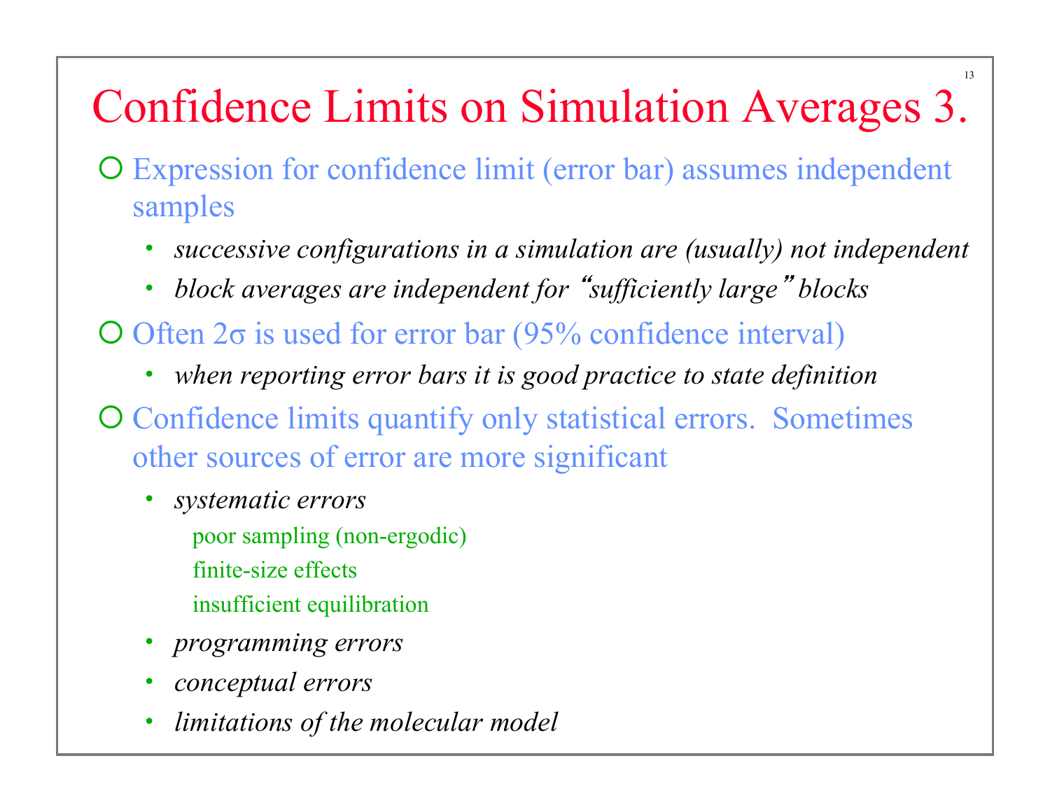# Confidence Limits on Simulation Averages 3.

- Expression for confidence limit (error bar) assumes independent samples
  - *successive configurations in a simulation are (usually) not independent*
  - *block averages are independent for "sufficiently large" blocks*
- Often 2σ is used for error bar (95% confidence interval)
  - *when reporting error bars it is good practice to state definition*
- Confidence limits quantify only statistical errors. Sometimes other sources of error are more significant
  - *systematic errors*
    - poor sampling (non-ergodic)
    - finite-size effects
    - insufficient equilibration
  - *programming errors*
  - *conceptual errors*
  - *limitations of the molecular model*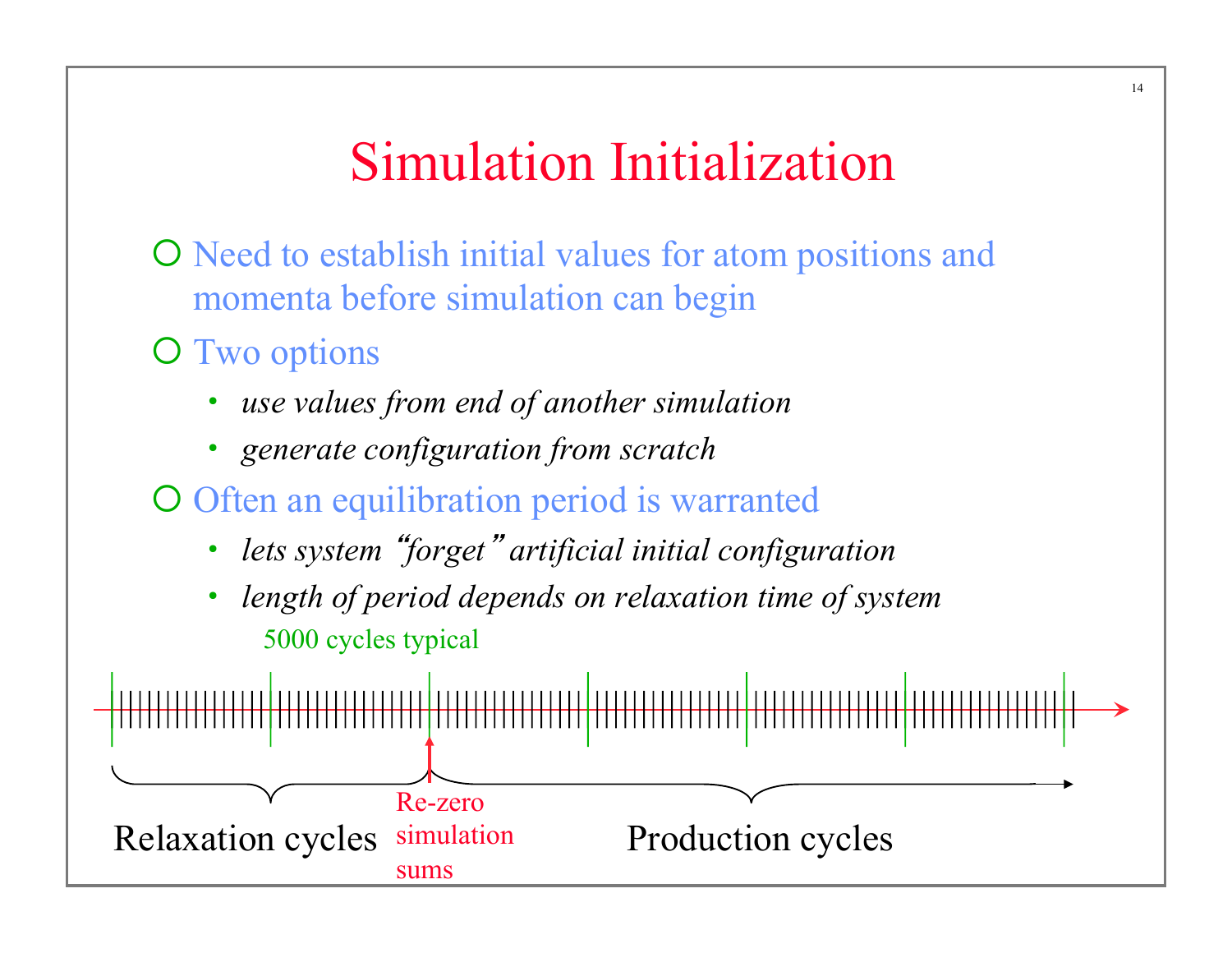# Simulation Initialization

- Need to establish initial values for atom positions and momenta before simulation can begin
- Two options
  - *use values from end of another simulation*
  - *generate configuration from scratch*
- Often an equilibration period is warranted
  - *lets system "forget" artificial initial configuration*
  - *length of period depends on relaxation time of system*

5000 cycles typical

Relaxation cycles

Re-zero simulation sums

Production cycles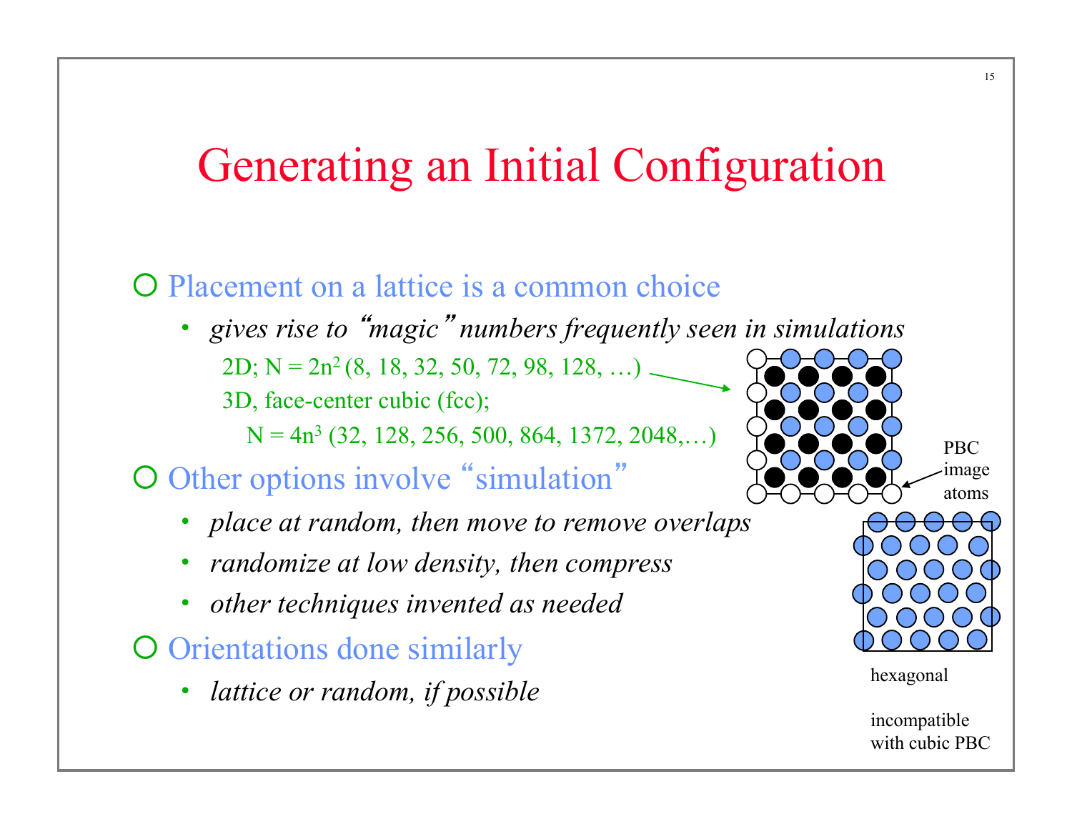# Generating an Initial Configuration

- Placement on a lattice is a common choice
  - *gives rise to "magic" numbers frequently seen in simulations*

    2D; $N = 2n^2$ (8, 18, 32, 50, 72, 98, 128, …)

    3D, face-center cubic (fcc);

    $N = 4n^3$ (32, 128, 256, 500, 864, 1372, 2048,…)
- Other options involve "simulation"
  - *place at random, then move to remove overlaps*
  - *randomize at low density, then compress*
  - *other techniques invented as needed*
- Orientations done similarly
  - *lattice or random, if possible*

PBC image atoms

hexagonal

incompatible with cubic PBC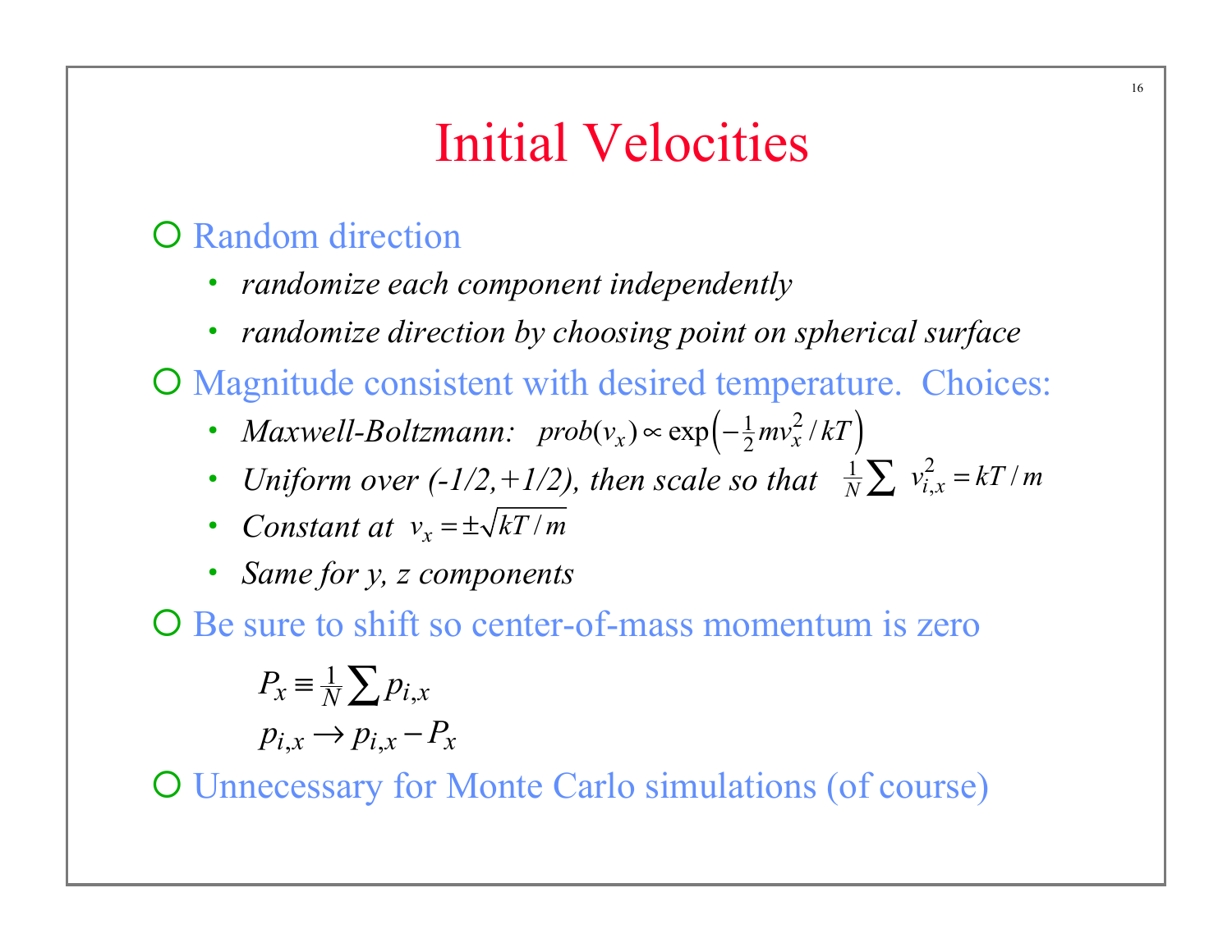# Initial Velocities

- Random direction
  - *randomize each component independently*
  - *randomize direction by choosing point on spherical surface*
- Magnitude consistent with desired temperature. Choices:
  - *Maxwell-Boltzmann:* $prob(v_x) \propto \exp\left(-\frac{1}{2} m v_x^2 / kT\right)$
  - *Uniform over (-1/2,+1/2), then scale so that* $\frac{1}{N}\sum v_{i,x}^2 = kT/m$
  - *Constant at* $v_x = \pm\sqrt{kT/m}$
  - *Same for y, z components*
- Be sure to shift so center-of-mass momentum is zero

$$P_x \equiv \frac{1}{N}\sum p_{i,x}$$

$$p_{i,x} \rightarrow p_{i,x} - P_x$$

- Unnecessary for Monte Carlo simulations (of course)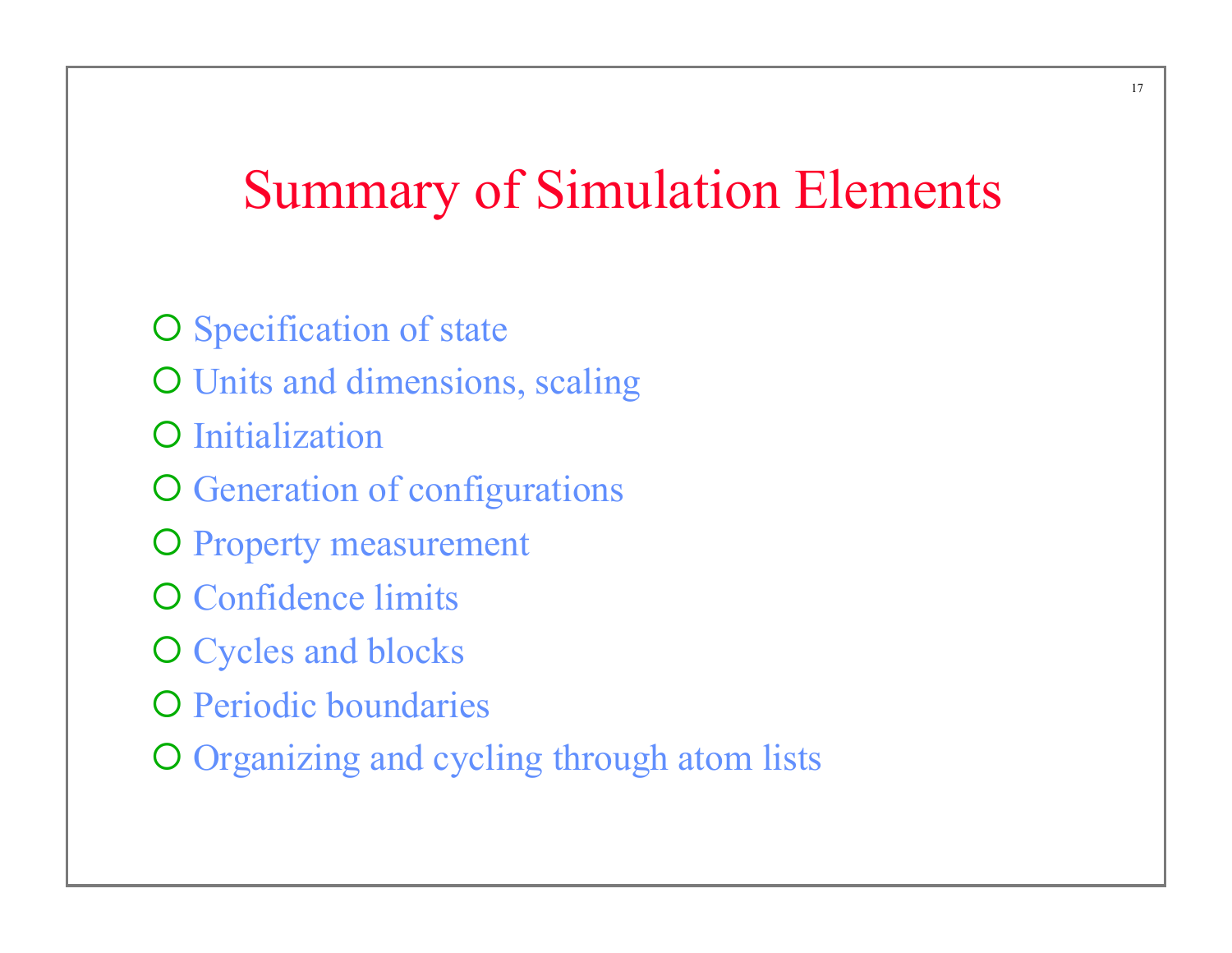# Summary of Simulation Elements

- Specification of state
- Units and dimensions, scaling
- Initialization
- Generation of configurations
- Property measurement
- Confidence limits
- Cycles and blocks
- Periodic boundaries
- Organizing and cycling through atom lists